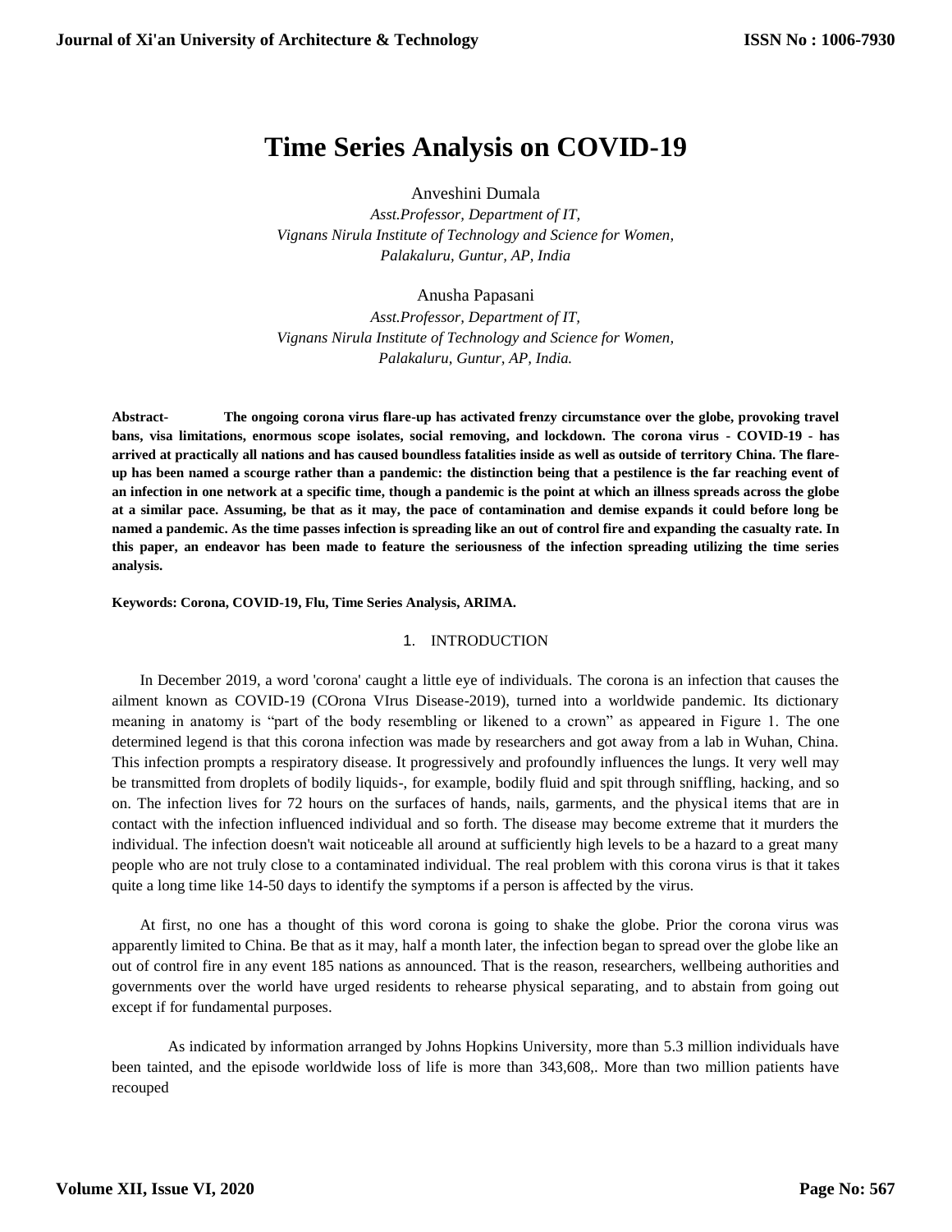# Time Series Analysis on COVID-19

Anveshini Dumala

*Asst.Professor, Department of IT,*
*Vignans Nirula Institute of Technology and Science for Women,*
*Palakaluru, Guntur, AP, India*

Anusha Papasani

*Asst.Professor, Department of IT,*
*Vignans Nirula Institute of Technology and Science for Women,*
*Palakaluru, Guntur, AP, India.*

**Abstract- The ongoing corona virus flare-up has activated frenzy circumstance over the globe, provoking travel bans, visa limitations, enormous scope isolates, social removing, and lockdown. The corona virus - COVID-19 - has arrived at practically all nations and has caused boundless fatalities inside as well as outside of territory China. The flare-up has been named a scourge rather than a pandemic: the distinction being that a pestilence is the far reaching event of an infection in one network at a specific time, though a pandemic is the point at which an illness spreads across the globe at a similar pace. Assuming, be that as it may, the pace of contamination and demise expands it could before long be named a pandemic. As the time passes infection is spreading like an out of control fire and expanding the casualty rate. In this paper, an endeavor has been made to feature the seriousness of the infection spreading utilizing the time series analysis.**

**Keywords: Corona, COVID-19, Flu, Time Series Analysis, ARIMA.**

## 1. INTRODUCTION

In December 2019, a word 'corona' caught a little eye of individuals. The corona is an infection that causes the ailment known as COVID-19 (COrona VIrus Disease-2019), turned into a worldwide pandemic. Its dictionary meaning in anatomy is "part of the body resembling or likened to a crown" as appeared in Figure 1. The one determined legend is that this corona infection was made by researchers and got away from a lab in Wuhan, China. This infection prompts a respiratory disease. It progressively and profoundly influences the lungs. It very well may be transmitted from droplets of bodily liquids-, for example, bodily fluid and spit through sniffling, hacking, and so on. The infection lives for 72 hours on the surfaces of hands, nails, garments, and the physical items that are in contact with the infection influenced individual and so forth. The disease may become extreme that it murders the individual. The infection doesn't wait noticeable all around at sufficiently high levels to be a hazard to a great many people who are not truly close to a contaminated individual. The real problem with this corona virus is that it takes quite a long time like 14-50 days to identify the symptoms if a person is affected by the virus.

At first, no one has a thought of this word corona is going to shake the globe. Prior the corona virus was apparently limited to China. Be that as it may, half a month later, the infection began to spread over the globe like an out of control fire in any event 185 nations as announced. That is the reason, researchers, wellbeing authorities and governments over the world have urged residents to rehearse physical separating, and to abstain from going out except if for fundamental purposes.

As indicated by information arranged by Johns Hopkins University, more than 5.3 million individuals have been tainted, and the episode worldwide loss of life is more than 343,608,. More than two million patients have recouped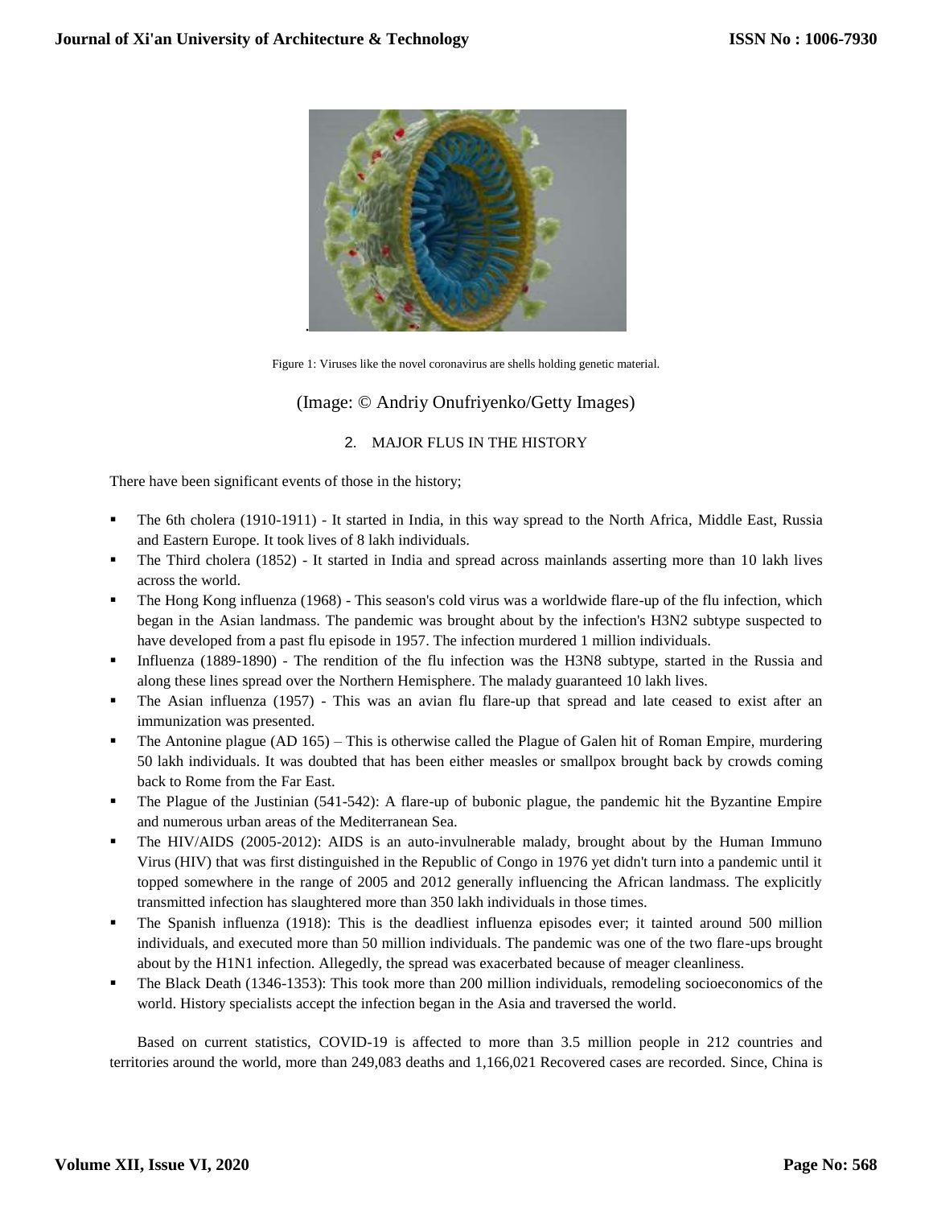Figure 1: Viruses like the novel coronavirus are shells holding genetic material.

(Image: © Andriy Onufriyenko/Getty Images)

## 2. MAJOR FLUS IN THE HISTORY

There have been significant events of those in the history;

- The 6th cholera (1910-1911) - It started in India, in this way spread to the North Africa, Middle East, Russia and Eastern Europe. It took lives of 8 lakh individuals.
- The Third cholera (1852) - It started in India and spread across mainlands asserting more than 10 lakh lives across the world.
- The Hong Kong influenza (1968) - This season's cold virus was a worldwide flare-up of the flu infection, which began in the Asian landmass. The pandemic was brought about by the infection's H3N2 subtype suspected to have developed from a past flu episode in 1957. The infection murdered 1 million individuals.
- Influenza (1889-1890) - The rendition of the flu infection was the H3N8 subtype, started in the Russia and along these lines spread over the Northern Hemisphere. The malady guaranteed 10 lakh lives.
- The Asian influenza (1957) - This was an avian flu flare-up that spread and late ceased to exist after an immunization was presented.
- The Antonine plague (AD 165) – This is otherwise called the Plague of Galen hit of Roman Empire, murdering 50 lakh individuals. It was doubted that has been either measles or smallpox brought back by crowds coming back to Rome from the Far East.
- The Plague of the Justinian (541-542): A flare-up of bubonic plague, the pandemic hit the Byzantine Empire and numerous urban areas of the Mediterranean Sea.
- The HIV/AIDS (2005-2012): AIDS is an auto-invulnerable malady, brought about by the Human Immuno Virus (HIV) that was first distinguished in the Republic of Congo in 1976 yet didn't turn into a pandemic until it topped somewhere in the range of 2005 and 2012 generally influencing the African landmass. The explicitly transmitted infection has slaughtered more than 350 lakh individuals in those times.
- The Spanish influenza (1918): This is the deadliest influenza episodes ever; it tainted around 500 million individuals, and executed more than 50 million individuals. The pandemic was one of the two flare-ups brought about by the H1N1 infection. Allegedly, the spread was exacerbated because of meager cleanliness.
- The Black Death (1346-1353): This took more than 200 million individuals, remodeling socioeconomics of the world. History specialists accept the infection began in the Asia and traversed the world.

Based on current statistics, COVID-19 is affected to more than 3.5 million people in 212 countries and territories around the world, more than 249,083 deaths and 1,166,021 Recovered cases are recorded. Since, China is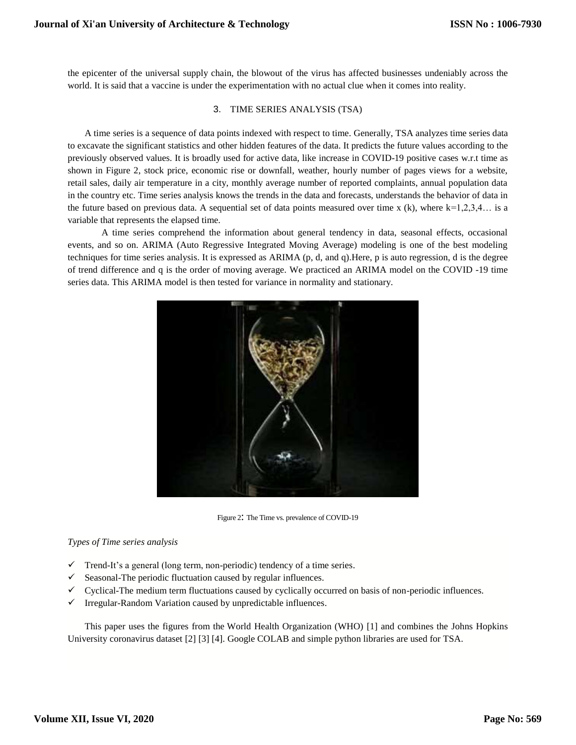the epicenter of the universal supply chain, the blowout of the virus has affected businesses undeniably across the world. It is said that a vaccine is under the experimentation with no actual clue when it comes into reality.

## 3. TIME SERIES ANALYSIS (TSA)

A time series is a sequence of data points indexed with respect to time. Generally, TSA analyzes time series data to excavate the significant statistics and other hidden features of the data. It predicts the future values according to the previously observed values. It is broadly used for active data, like increase in COVID-19 positive cases w.r.t time as shown in Figure 2, stock price, economic rise or downfall, weather, hourly number of pages views for a website, retail sales, daily air temperature in a city, monthly average number of reported complaints, annual population data in the country etc. Time series analysis knows the trends in the data and forecasts, understands the behavior of data in the future based on previous data. A sequential set of data points measured over time x (k), where k=1,2,3,4… is a variable that represents the elapsed time.

A time series comprehend the information about general tendency in data, seasonal effects, occasional events, and so on. ARIMA (Auto Regressive Integrated Moving Average) modeling is one of the best modeling techniques for time series analysis. It is expressed as ARIMA (p, d, and q).Here, p is auto regression, d is the degree of trend difference and q is the order of moving average. We practiced an ARIMA model on the COVID -19 time series data. This ARIMA model is then tested for variance in normality and stationary.

Figure 2: The Time vs. prevalence of COVID-19

*Types of Time series analysis*

- ✓ Trend-It's a general (long term, non-periodic) tendency of a time series.
- ✓ Seasonal-The periodic fluctuation caused by regular influences.
- ✓ Cyclical-The medium term fluctuations caused by cyclically occurred on basis of non-periodic influences.
- ✓ Irregular-Random Variation caused by unpredictable influences.

This paper uses the figures from the World Health Organization (WHO) [1] and combines the Johns Hopkins University coronavirus dataset [2] [3] [4]. Google COLAB and simple python libraries are used for TSA.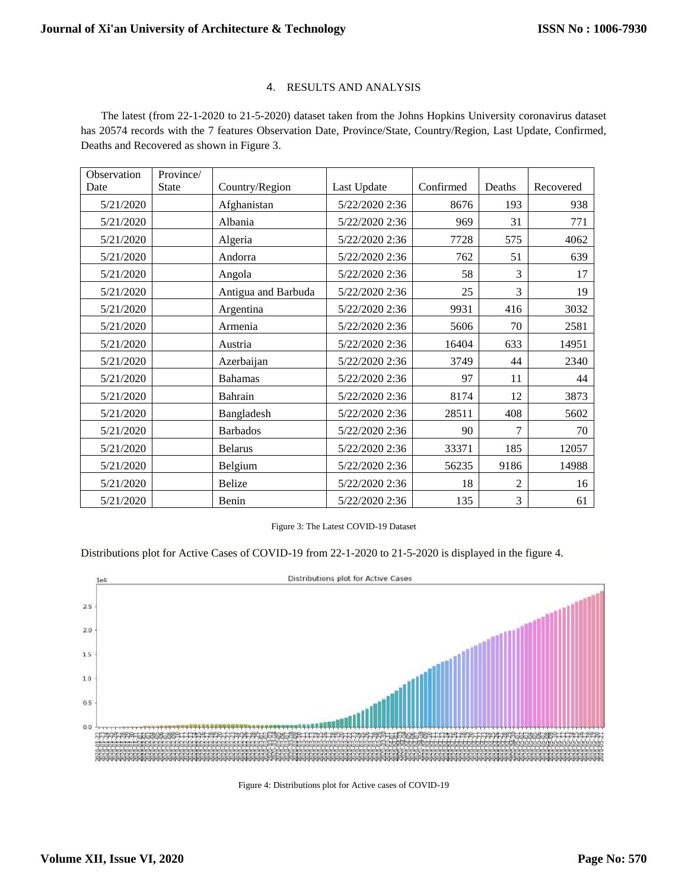## 4. RESULTS AND ANALYSIS

The latest (from 22-1-2020 to 21-5-2020) dataset taken from the Johns Hopkins University coronavirus dataset has 20574 records with the 7 features Observation Date, Province/State, Country/Region, Last Update, Confirmed, Deaths and Recovered as shown in Figure 3.

| Observation Date | Province/ State | Country/Region | Last Update | Confirmed | Deaths | Recovered |
|---|---|---|---|---|---|---|
| 5/21/2020 | | Afghanistan | 5/22/2020 2:36 | 8676 | 193 | 938 |
| 5/21/2020 | | Albania | 5/22/2020 2:36 | 969 | 31 | 771 |
| 5/21/2020 | | Algeria | 5/22/2020 2:36 | 7728 | 575 | 4062 |
| 5/21/2020 | | Andorra | 5/22/2020 2:36 | 762 | 51 | 639 |
| 5/21/2020 | | Angola | 5/22/2020 2:36 | 58 | 3 | 17 |
| 5/21/2020 | | Antigua and Barbuda | 5/22/2020 2:36 | 25 | 3 | 19 |
| 5/21/2020 | | Argentina | 5/22/2020 2:36 | 9931 | 416 | 3032 |
| 5/21/2020 | | Armenia | 5/22/2020 2:36 | 5606 | 70 | 2581 |
| 5/21/2020 | | Austria | 5/22/2020 2:36 | 16404 | 633 | 14951 |
| 5/21/2020 | | Azerbaijan | 5/22/2020 2:36 | 3749 | 44 | 2340 |
| 5/21/2020 | | Bahamas | 5/22/2020 2:36 | 97 | 11 | 44 |
| 5/21/2020 | | Bahrain | 5/22/2020 2:36 | 8174 | 12 | 3873 |
| 5/21/2020 | | Bangladesh | 5/22/2020 2:36 | 28511 | 408 | 5602 |
| 5/21/2020 | | Barbados | 5/22/2020 2:36 | 90 | 7 | 70 |
| 5/21/2020 | | Belarus | 5/22/2020 2:36 | 33371 | 185 | 12057 |
| 5/21/2020 | | Belgium | 5/22/2020 2:36 | 56235 | 9186 | 14988 |
| 5/21/2020 | | Belize | 5/22/2020 2:36 | 18 | 2 | 16 |
| 5/21/2020 | | Benin | 5/22/2020 2:36 | 135 | 3 | 61 |

Figure 3: The Latest COVID-19 Dataset

Distributions plot for Active Cases of COVID-19 from 22-1-2020 to 21-5-2020 is displayed in the figure 4.

Figure 4: Distributions plot for Active cases of COVID-19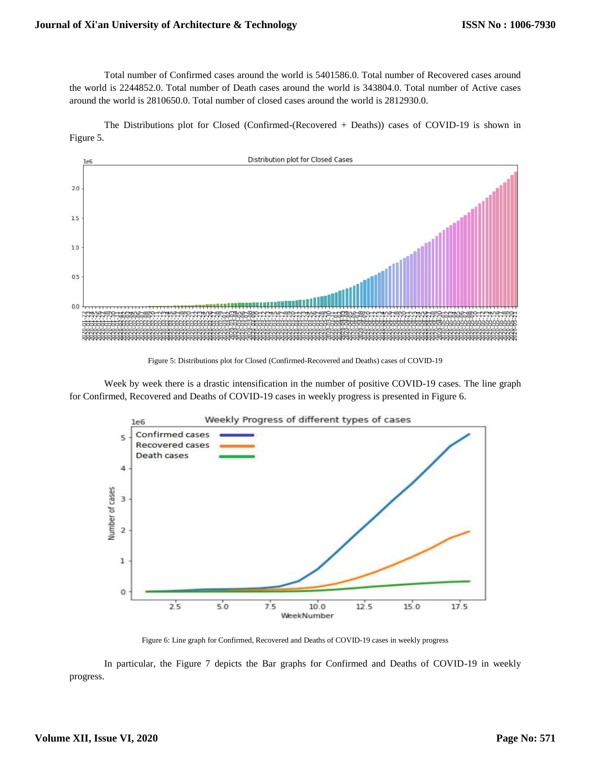Total number of Confirmed cases around the world is 5401586.0. Total number of Recovered cases around the world is 2244852.0. Total number of Death cases around the world is 343804.0. Total number of Active cases around the world is 2810650.0. Total number of closed cases around the world is 2812930.0.

The Distributions plot for Closed (Confirmed-(Recovered + Deaths)) cases of COVID-19 is shown in Figure 5.

Figure 5: Distributions plot for Closed (Confirmed-Recovered and Deaths) cases of COVID-19

Week by week there is a drastic intensification in the number of positive COVID-19 cases. The line graph for Confirmed, Recovered and Deaths of COVID-19 cases in weekly progress is presented in Figure 6.

Figure 6: Line graph for Confirmed, Recovered and Deaths of COVID-19 cases in weekly progress

In particular, the Figure 7 depicts the Bar graphs for Confirmed and Deaths of COVID-19 in weekly progress.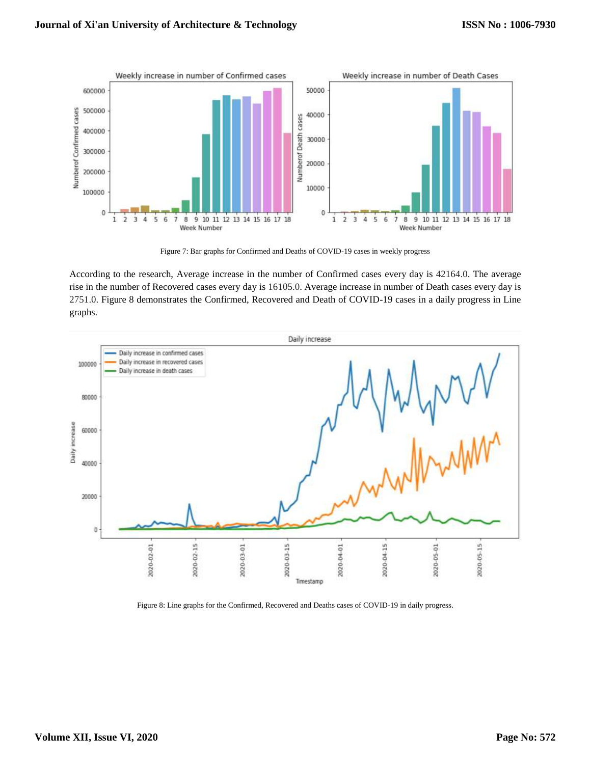Figure 7: Bar graphs for Confirmed and Deaths of COVID-19 cases in weekly progress

According to the research, Average increase in the number of Confirmed cases every day is 42164.0. The average rise in the number of Recovered cases every day is 16105.0. Average increase in number of Death cases every day is 2751.0. Figure 8 demonstrates the Confirmed, Recovered and Death of COVID-19 cases in a daily progress in Line graphs.

Figure 8: Line graphs for the Confirmed, Recovered and Deaths cases of COVID-19 in daily progress.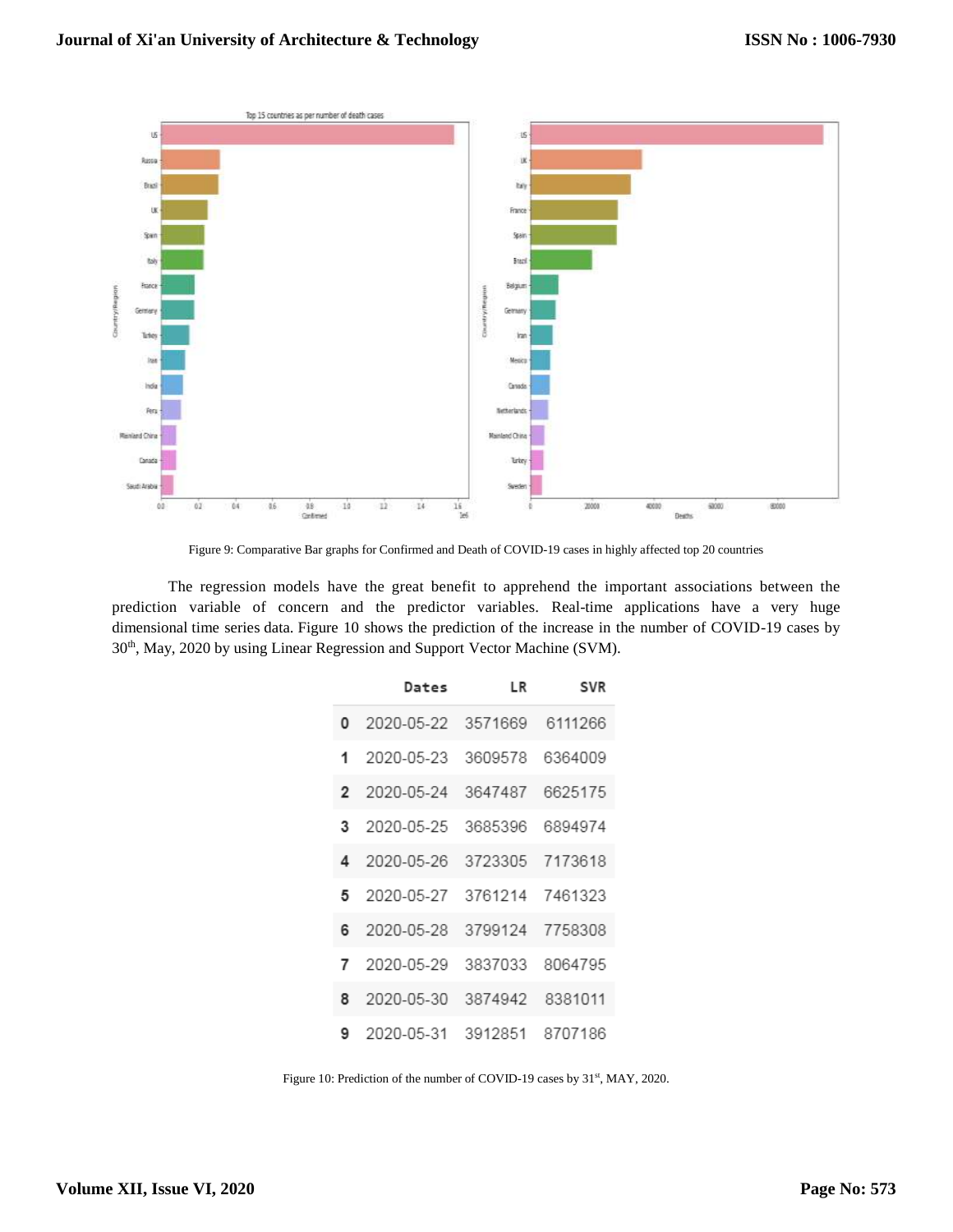Figure 9: Comparative Bar graphs for Confirmed and Death of COVID-19 cases in highly affected top 20 countries

The regression models have the great benefit to apprehend the important associations between the prediction variable of concern and the predictor variables. Real-time applications have a very huge dimensional time series data. Figure 10 shows the prediction of the increase in the number of COVID-19 cases by 30th, May, 2020 by using Linear Regression and Support Vector Machine (SVM).

| | Dates | LR | SVR |
|---|---|---|---|
| 0 | 2020-05-22 | 3571669 | 6111266 |
| 1 | 2020-05-23 | 3609578 | 6364009 |
| 2 | 2020-05-24 | 3647487 | 6625175 |
| 3 | 2020-05-25 | 3685396 | 6894974 |
| 4 | 2020-05-26 | 3723305 | 7173618 |
| 5 | 2020-05-27 | 3761214 | 7461323 |
| 6 | 2020-05-28 | 3799124 | 7758308 |
| 7 | 2020-05-29 | 3837033 | 8064795 |
| 8 | 2020-05-30 | 3874942 | 8381011 |
| 9 | 2020-05-31 | 3912851 | 8707186 |

Figure 10: Prediction of the number of COVID-19 cases by 31st, MAY, 2020.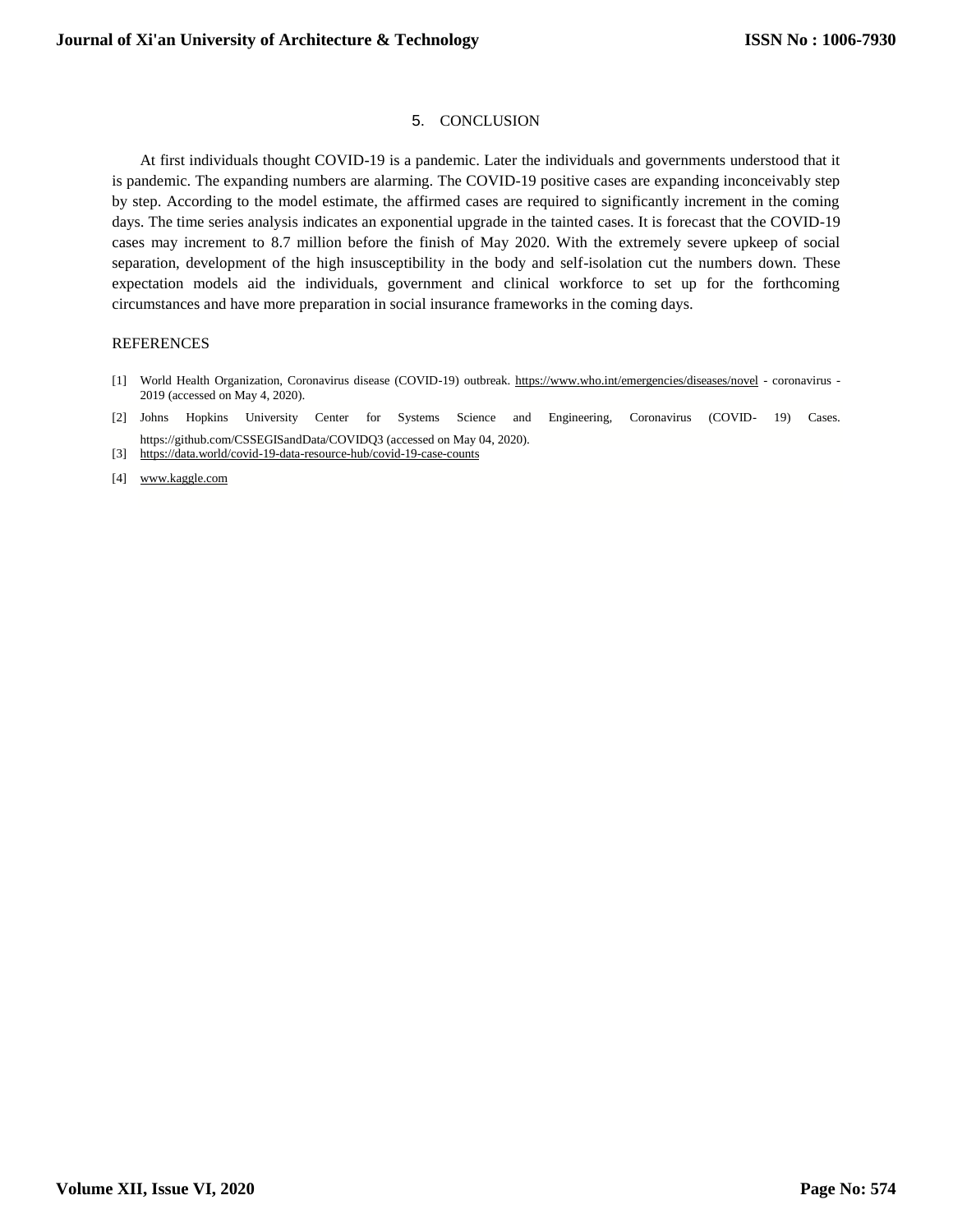## 5. CONCLUSION

At first individuals thought COVID-19 is a pandemic. Later the individuals and governments understood that it is pandemic. The expanding numbers are alarming. The COVID-19 positive cases are expanding inconceivably step by step. According to the model estimate, the affirmed cases are required to significantly increment in the coming days. The time series analysis indicates an exponential upgrade in the tainted cases. It is forecast that the COVID-19 cases may increment to 8.7 million before the finish of May 2020. With the extremely severe upkeep of social separation, development of the high insusceptibility in the body and self-isolation cut the numbers down. These expectation models aid the individuals, government and clinical workforce to set up for the forthcoming circumstances and have more preparation in social insurance frameworks in the coming days.

## REFERENCES

[1] World Health Organization, Coronavirus disease (COVID-19) outbreak. https://www.who.int/emergencies/diseases/novel - coronavirus - 2019 (accessed on May 4, 2020).

[2] Johns Hopkins University Center for Systems Science and Engineering, Coronavirus (COVID- 19) Cases. https://github.com/CSSEGISandData/COVIDQ3 (accessed on May 04, 2020).

[3] https://data.world/covid-19-data-resource-hub/covid-19-case-counts

[4] www.kaggle.com